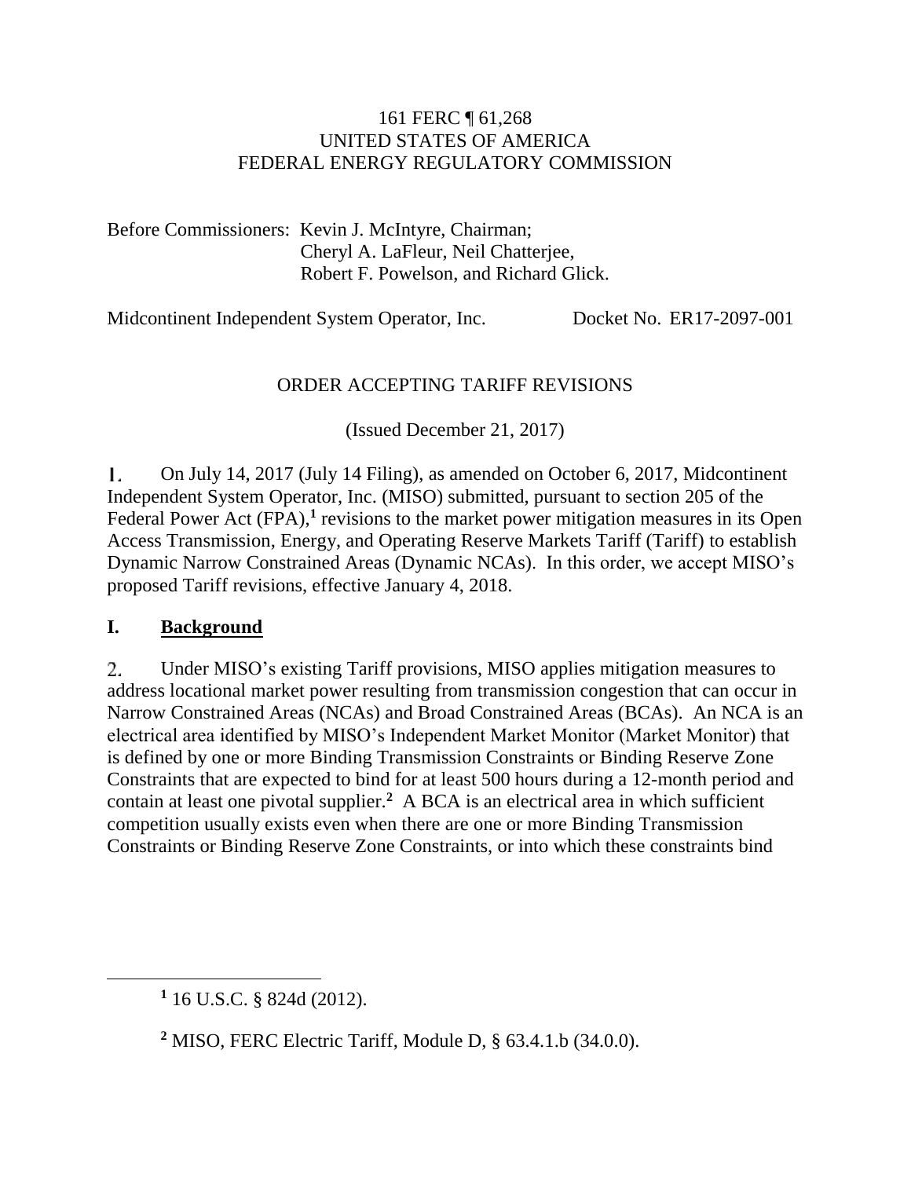161 FERC ¶ 61,268
UNITED STATES OF AMERICA
FEDERAL ENERGY REGULATORY COMMISSION

Before Commissioners: Kevin J. McIntyre, Chairman;
Cheryl A. LaFleur, Neil Chatterjee,
Robert F. Powelson, and Richard Glick.

Midcontinent Independent System Operator, Inc. Docket No. ER17-2097-001

ORDER ACCEPTING TARIFF REVISIONS

(Issued December 21, 2017)

1. On July 14, 2017 (July 14 Filing), as amended on October 6, 2017, Midcontinent Independent System Operator, Inc. (MISO) submitted, pursuant to section 205 of the Federal Power Act (FPA),[1] revisions to the market power mitigation measures in its Open Access Transmission, Energy, and Operating Reserve Markets Tariff (Tariff) to establish Dynamic Narrow Constrained Areas (Dynamic NCAs). In this order, we accept MISO's proposed Tariff revisions, effective January 4, 2018.

## I. Background

2. Under MISO's existing Tariff provisions, MISO applies mitigation measures to address locational market power resulting from transmission congestion that can occur in Narrow Constrained Areas (NCAs) and Broad Constrained Areas (BCAs). An NCA is an electrical area identified by MISO's Independent Market Monitor (Market Monitor) that is defined by one or more Binding Transmission Constraints or Binding Reserve Zone Constraints that are expected to bind for at least 500 hours during a 12-month period and contain at least one pivotal supplier.[2] A BCA is an electrical area in which sufficient competition usually exists even when there are one or more Binding Transmission Constraints or Binding Reserve Zone Constraints, or into which these constraints bind

[1] 16 U.S.C. § 824d (2012).

[2] MISO, FERC Electric Tariff, Module D, § 63.4.1.b (34.0.0).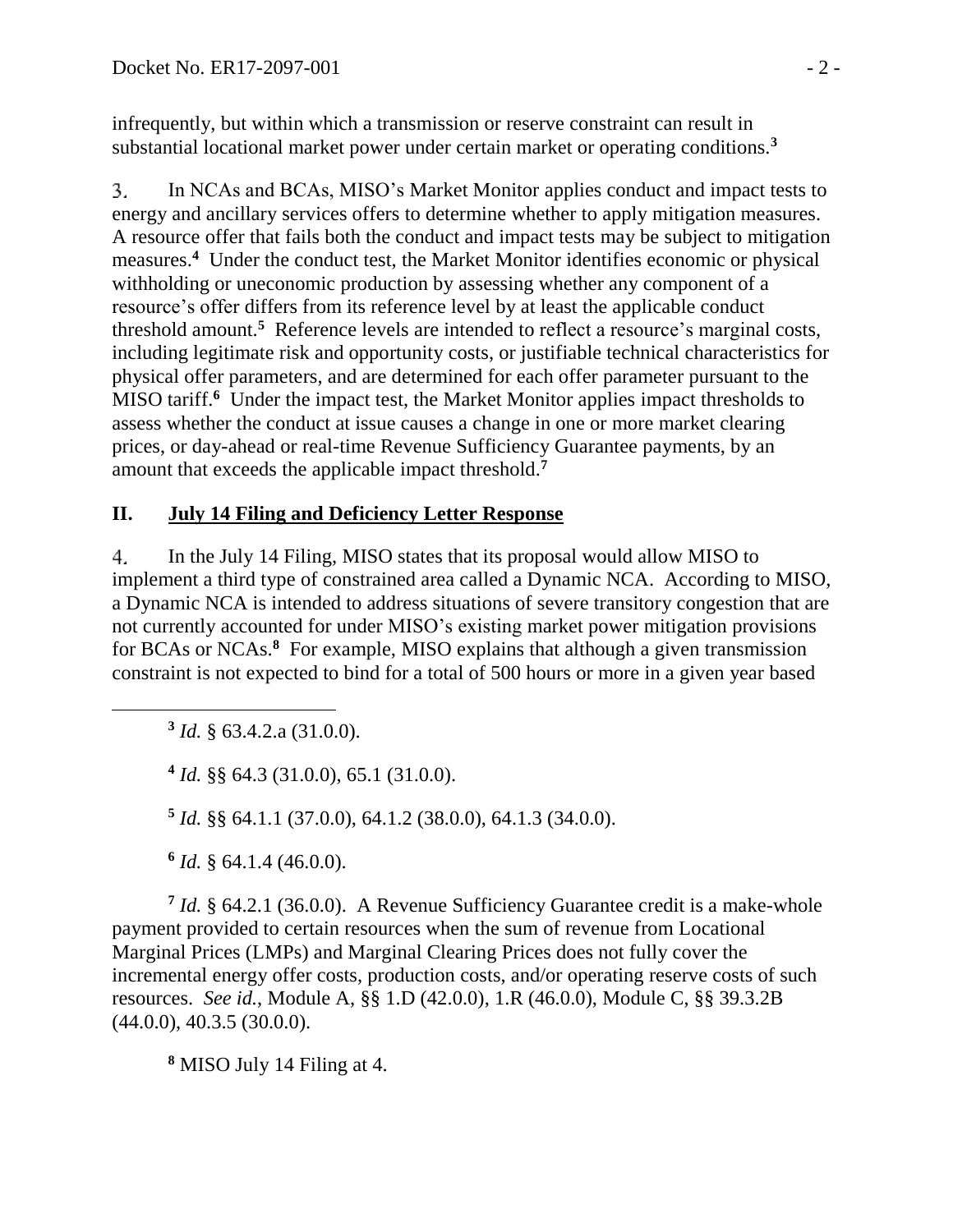infrequently, but within which a transmission or reserve constraint can result in substantial locational market power under certain market or operating conditions.[3]

3. In NCAs and BCAs, MISO's Market Monitor applies conduct and impact tests to energy and ancillary services offers to determine whether to apply mitigation measures. A resource offer that fails both the conduct and impact tests may be subject to mitigation measures.[4] Under the conduct test, the Market Monitor identifies economic or physical withholding or uneconomic production by assessing whether any component of a resource's offer differs from its reference level by at least the applicable conduct threshold amount.[5] Reference levels are intended to reflect a resource's marginal costs, including legitimate risk and opportunity costs, or justifiable technical characteristics for physical offer parameters, and are determined for each offer parameter pursuant to the MISO tariff.[6] Under the impact test, the Market Monitor applies impact thresholds to assess whether the conduct at issue causes a change in one or more market clearing prices, or day-ahead or real-time Revenue Sufficiency Guarantee payments, by an amount that exceeds the applicable impact threshold.[7]

## II. July 14 Filing and Deficiency Letter Response

4. In the July 14 Filing, MISO states that its proposal would allow MISO to implement a third type of constrained area called a Dynamic NCA. According to MISO, a Dynamic NCA is intended to address situations of severe transitory congestion that are not currently accounted for under MISO's existing market power mitigation provisions for BCAs or NCAs.[8] For example, MISO explains that although a given transmission constraint is not expected to bind for a total of 500 hours or more in a given year based

---

[3] *Id.* § 63.4.2.a (31.0.0).

[4] *Id.* §§ 64.3 (31.0.0), 65.1 (31.0.0).

[5] *Id.* §§ 64.1.1 (37.0.0), 64.1.2 (38.0.0), 64.1.3 (34.0.0).

[6] *Id.* § 64.1.4 (46.0.0).

[7] *Id.* § 64.2.1 (36.0.0). A Revenue Sufficiency Guarantee credit is a make-whole payment provided to certain resources when the sum of revenue from Locational Marginal Prices (LMPs) and Marginal Clearing Prices does not fully cover the incremental energy offer costs, production costs, and/or operating reserve costs of such resources. *See id.*, Module A, §§ 1.D (42.0.0), 1.R (46.0.0), Module C, §§ 39.3.2B (44.0.0), 40.3.5 (30.0.0).

[8] MISO July 14 Filing at 4.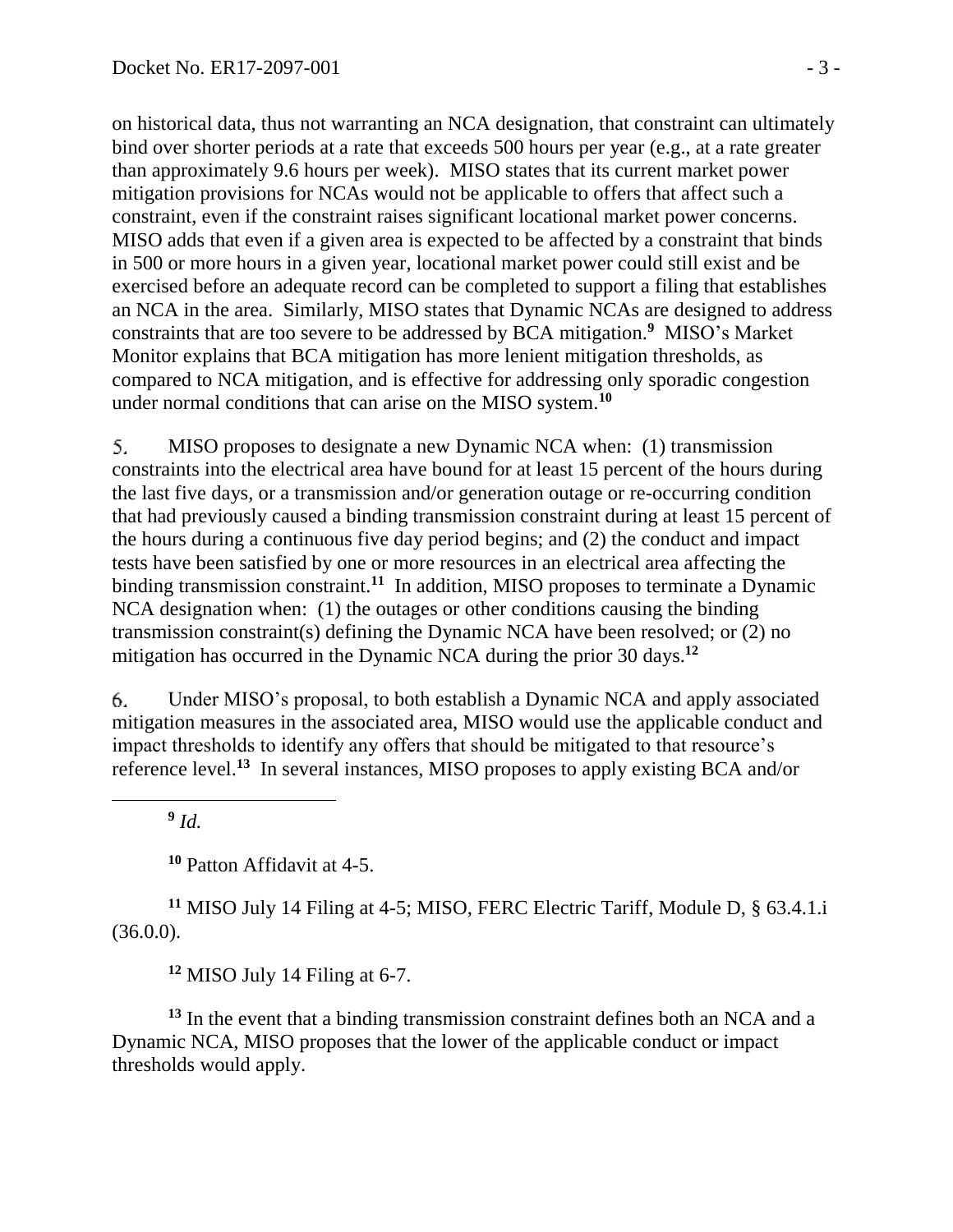on historical data, thus not warranting an NCA designation, that constraint can ultimately bind over shorter periods at a rate that exceeds 500 hours per year (e.g., at a rate greater than approximately 9.6 hours per week). MISO states that its current market power mitigation provisions for NCAs would not be applicable to offers that affect such a constraint, even if the constraint raises significant locational market power concerns. MISO adds that even if a given area is expected to be affected by a constraint that binds in 500 or more hours in a given year, locational market power could still exist and be exercised before an adequate record can be completed to support a filing that establishes an NCA in the area. Similarly, MISO states that Dynamic NCAs are designed to address constraints that are too severe to be addressed by BCA mitigation.[9] MISO's Market Monitor explains that BCA mitigation has more lenient mitigation thresholds, as compared to NCA mitigation, and is effective for addressing only sporadic congestion under normal conditions that can arise on the MISO system.[10]

5. MISO proposes to designate a new Dynamic NCA when: (1) transmission constraints into the electrical area have bound for at least 15 percent of the hours during the last five days, or a transmission and/or generation outage or re-occurring condition that had previously caused a binding transmission constraint during at least 15 percent of the hours during a continuous five day period begins; and (2) the conduct and impact tests have been satisfied by one or more resources in an electrical area affecting the binding transmission constraint.[11] In addition, MISO proposes to terminate a Dynamic NCA designation when: (1) the outages or other conditions causing the binding transmission constraint(s) defining the Dynamic NCA have been resolved; or (2) no mitigation has occurred in the Dynamic NCA during the prior 30 days.[12]

6. Under MISO's proposal, to both establish a Dynamic NCA and apply associated mitigation measures in the associated area, MISO would use the applicable conduct and impact thresholds to identify any offers that should be mitigated to that resource's reference level.[13] In several instances, MISO proposes to apply existing BCA and/or

---

[9] *Id.*

[10] Patton Affidavit at 4-5.

[11] MISO July 14 Filing at 4-5; MISO, FERC Electric Tariff, Module D, § 63.4.1.i (36.0.0).

[12] MISO July 14 Filing at 6-7.

[13] In the event that a binding transmission constraint defines both an NCA and a Dynamic NCA, MISO proposes that the lower of the applicable conduct or impact thresholds would apply.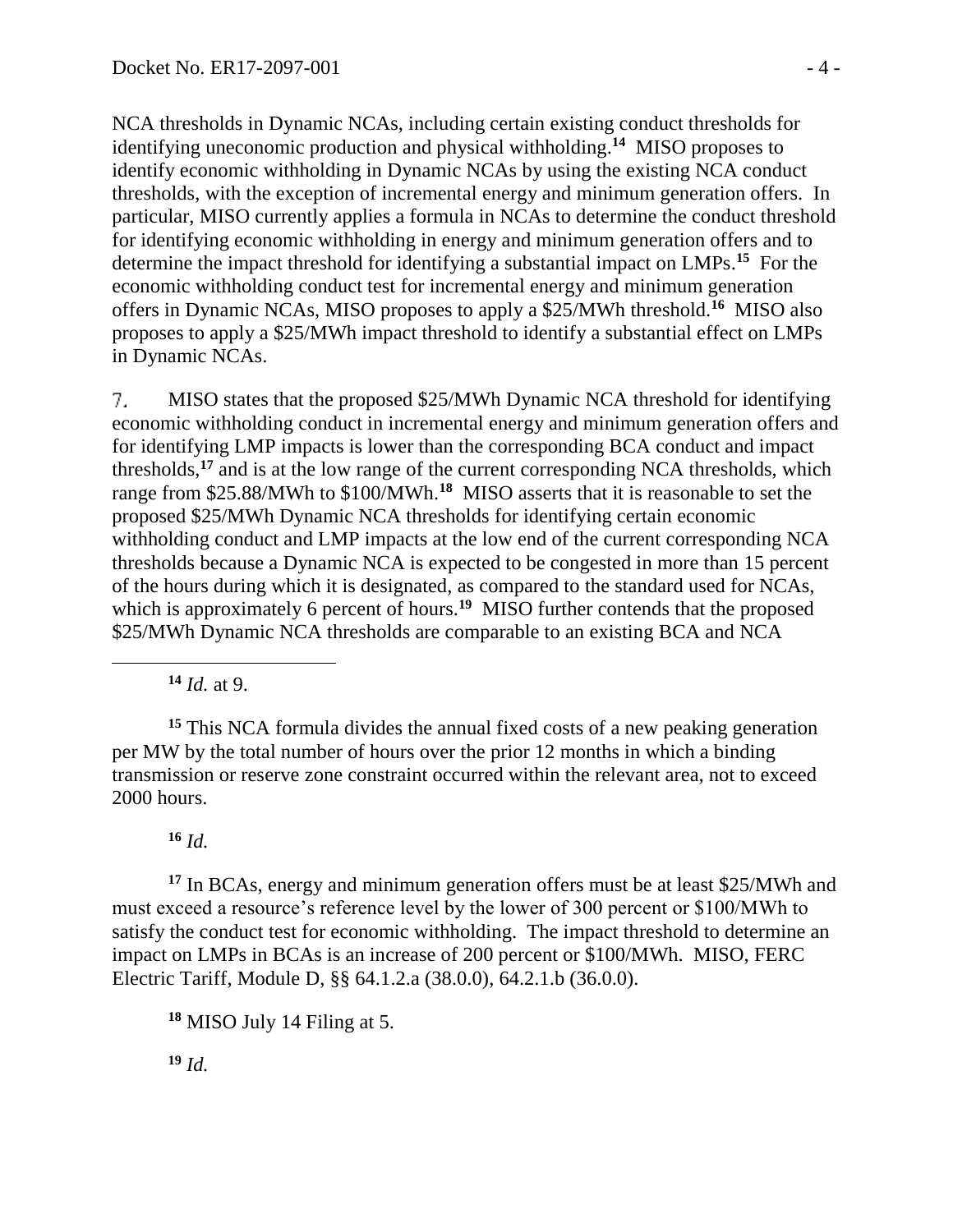NCA thresholds in Dynamic NCAs, including certain existing conduct thresholds for identifying uneconomic production and physical withholding.[14] MISO proposes to identify economic withholding in Dynamic NCAs by using the existing NCA conduct thresholds, with the exception of incremental energy and minimum generation offers. In particular, MISO currently applies a formula in NCAs to determine the conduct threshold for identifying economic withholding in energy and minimum generation offers and to determine the impact threshold for identifying a substantial impact on LMPs.[15] For the economic withholding conduct test for incremental energy and minimum generation offers in Dynamic NCAs, MISO proposes to apply a $25/MWh threshold.[16] MISO also proposes to apply a $25/MWh impact threshold to identify a substantial effect on LMPs in Dynamic NCAs.

7. MISO states that the proposed $25/MWh Dynamic NCA threshold for identifying economic withholding conduct in incremental energy and minimum generation offers and for identifying LMP impacts is lower than the corresponding BCA conduct and impact thresholds,[17] and is at the low range of the current corresponding NCA thresholds, which range from $25.88/MWh to $100/MWh.[18] MISO asserts that it is reasonable to set the proposed $25/MWh Dynamic NCA thresholds for identifying certain economic withholding conduct and LMP impacts at the low end of the current corresponding NCA thresholds because a Dynamic NCA is expected to be congested in more than 15 percent of the hours during which it is designated, as compared to the standard used for NCAs, which is approximately 6 percent of hours.[19] MISO further contends that the proposed $25/MWh Dynamic NCA thresholds are comparable to an existing BCA and NCA

---

[14] *Id.* at 9.

[15] This NCA formula divides the annual fixed costs of a new peaking generation per MW by the total number of hours over the prior 12 months in which a binding transmission or reserve zone constraint occurred within the relevant area, not to exceed 2000 hours.

[16] *Id.*

[17] In BCAs, energy and minimum generation offers must be at least $25/MWh and must exceed a resource's reference level by the lower of 300 percent or $100/MWh to satisfy the conduct test for economic withholding. The impact threshold to determine an impact on LMPs in BCAs is an increase of 200 percent or $100/MWh. MISO, FERC Electric Tariff, Module D, §§ 64.1.2.a (38.0.0), 64.2.1.b (36.0.0).

[18] MISO July 14 Filing at 5.

[19] *Id.*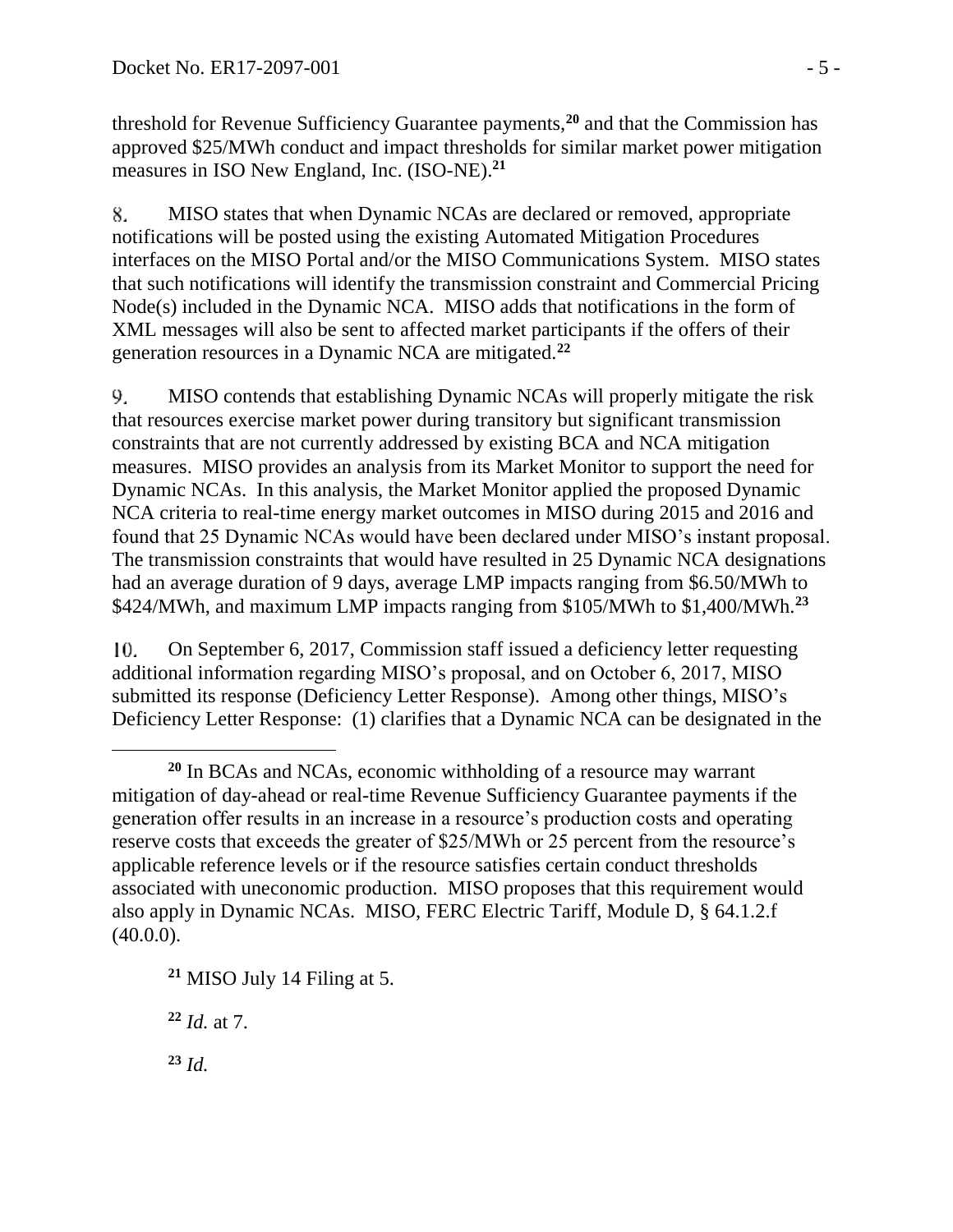threshold for Revenue Sufficiency Guarantee payments,[20] and that the Commission has approved $25/MWh conduct and impact thresholds for similar market power mitigation measures in ISO New England, Inc. (ISO-NE).[21]

8. MISO states that when Dynamic NCAs are declared or removed, appropriate notifications will be posted using the existing Automated Mitigation Procedures interfaces on the MISO Portal and/or the MISO Communications System. MISO states that such notifications will identify the transmission constraint and Commercial Pricing Node(s) included in the Dynamic NCA. MISO adds that notifications in the form of XML messages will also be sent to affected market participants if the offers of their generation resources in a Dynamic NCA are mitigated.[22]

9. MISO contends that establishing Dynamic NCAs will properly mitigate the risk that resources exercise market power during transitory but significant transmission constraints that are not currently addressed by existing BCA and NCA mitigation measures. MISO provides an analysis from its Market Monitor to support the need for Dynamic NCAs. In this analysis, the Market Monitor applied the proposed Dynamic NCA criteria to real-time energy market outcomes in MISO during 2015 and 2016 and found that 25 Dynamic NCAs would have been declared under MISO's instant proposal. The transmission constraints that would have resulted in 25 Dynamic NCA designations had an average duration of 9 days, average LMP impacts ranging from $6.50/MWh to $424/MWh, and maximum LMP impacts ranging from $105/MWh to $1,400/MWh.[23]

10. On September 6, 2017, Commission staff issued a deficiency letter requesting additional information regarding MISO's proposal, and on October 6, 2017, MISO submitted its response (Deficiency Letter Response). Among other things, MISO's Deficiency Letter Response: (1) clarifies that a Dynamic NCA can be designated in the

---

[20] In BCAs and NCAs, economic withholding of a resource may warrant mitigation of day-ahead or real-time Revenue Sufficiency Guarantee payments if the generation offer results in an increase in a resource's production costs and operating reserve costs that exceeds the greater of $25/MWh or 25 percent from the resource's applicable reference levels or if the resource satisfies certain conduct thresholds associated with uneconomic production. MISO proposes that this requirement would also apply in Dynamic NCAs. MISO, FERC Electric Tariff, Module D, § 64.1.2.f (40.0.0).

[21] MISO July 14 Filing at 5.

[22] *Id.* at 7.

[23] *Id.*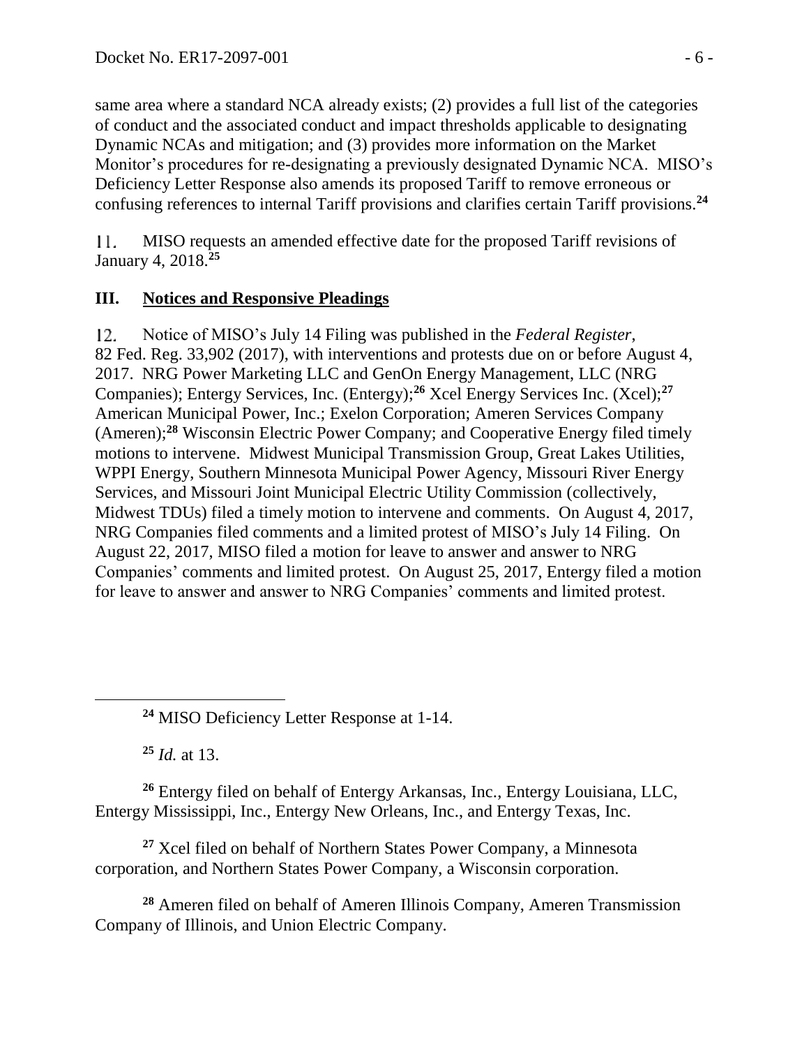same area where a standard NCA already exists; (2) provides a full list of the categories of conduct and the associated conduct and impact thresholds applicable to designating Dynamic NCAs and mitigation; and (3) provides more information on the Market Monitor's procedures for re-designating a previously designated Dynamic NCA. MISO's Deficiency Letter Response also amends its proposed Tariff to remove erroneous or confusing references to internal Tariff provisions and clarifies certain Tariff provisions.[24]

11. MISO requests an amended effective date for the proposed Tariff revisions of January 4, 2018.[25]

## III. Notices and Responsive Pleadings

12. Notice of MISO's July 14 Filing was published in the *Federal Register*, 82 Fed. Reg. 33,902 (2017), with interventions and protests due on or before August 4, 2017. NRG Power Marketing LLC and GenOn Energy Management, LLC (NRG Companies); Entergy Services, Inc. (Entergy);[26] Xcel Energy Services Inc. (Xcel);[27] American Municipal Power, Inc.; Exelon Corporation; Ameren Services Company (Ameren);[28] Wisconsin Electric Power Company; and Cooperative Energy filed timely motions to intervene. Midwest Municipal Transmission Group, Great Lakes Utilities, WPPI Energy, Southern Minnesota Municipal Power Agency, Missouri River Energy Services, and Missouri Joint Municipal Electric Utility Commission (collectively, Midwest TDUs) filed a timely motion to intervene and comments. On August 4, 2017, NRG Companies filed comments and a limited protest of MISO's July 14 Filing. On August 22, 2017, MISO filed a motion for leave to answer and answer to NRG Companies' comments and limited protest. On August 25, 2017, Entergy filed a motion for leave to answer and answer to NRG Companies' comments and limited protest.

---

[24] MISO Deficiency Letter Response at 1-14.

[25] *Id.* at 13.

[26] Entergy filed on behalf of Entergy Arkansas, Inc., Entergy Louisiana, LLC, Entergy Mississippi, Inc., Entergy New Orleans, Inc., and Entergy Texas, Inc.

[27] Xcel filed on behalf of Northern States Power Company, a Minnesota corporation, and Northern States Power Company, a Wisconsin corporation.

[28] Ameren filed on behalf of Ameren Illinois Company, Ameren Transmission Company of Illinois, and Union Electric Company.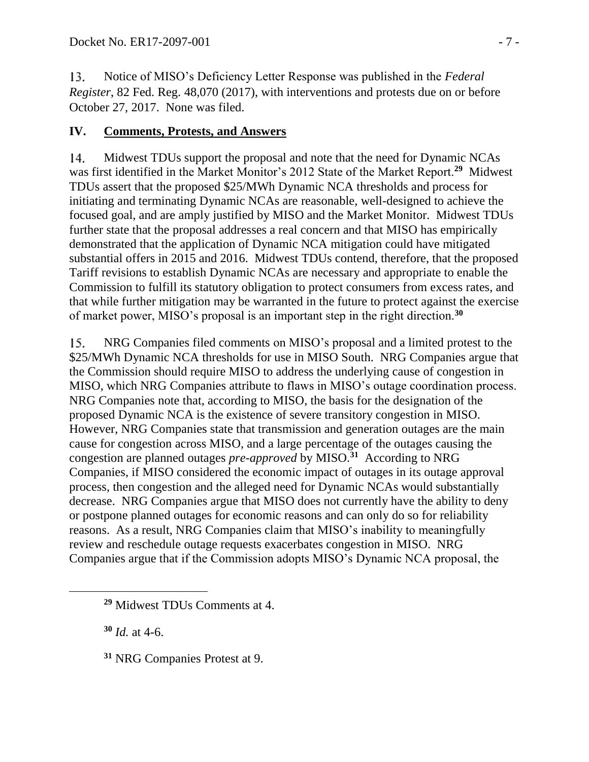13. Notice of MISO's Deficiency Letter Response was published in the *Federal Register*, 82 Fed. Reg. 48,070 (2017), with interventions and protests due on or before October 27, 2017. None was filed.

## IV. Comments, Protests, and Answers

14. Midwest TDUs support the proposal and note that the need for Dynamic NCAs was first identified in the Market Monitor's 2012 State of the Market Report.[29] Midwest TDUs assert that the proposed $25/MWh Dynamic NCA thresholds and process for initiating and terminating Dynamic NCAs are reasonable, well-designed to achieve the focused goal, and are amply justified by MISO and the Market Monitor. Midwest TDUs further state that the proposal addresses a real concern and that MISO has empirically demonstrated that the application of Dynamic NCA mitigation could have mitigated substantial offers in 2015 and 2016. Midwest TDUs contend, therefore, that the proposed Tariff revisions to establish Dynamic NCAs are necessary and appropriate to enable the Commission to fulfill its statutory obligation to protect consumers from excess rates, and that while further mitigation may be warranted in the future to protect against the exercise of market power, MISO's proposal is an important step in the right direction.[30]

15. NRG Companies filed comments on MISO's proposal and a limited protest to the $25/MWh Dynamic NCA thresholds for use in MISO South. NRG Companies argue that the Commission should require MISO to address the underlying cause of congestion in MISO, which NRG Companies attribute to flaws in MISO's outage coordination process. NRG Companies note that, according to MISO, the basis for the designation of the proposed Dynamic NCA is the existence of severe transitory congestion in MISO. However, NRG Companies state that transmission and generation outages are the main cause for congestion across MISO, and a large percentage of the outages causing the congestion are planned outages *pre-approved* by MISO.[31] According to NRG Companies, if MISO considered the economic impact of outages in its outage approval process, then congestion and the alleged need for Dynamic NCAs would substantially decrease. NRG Companies argue that MISO does not currently have the ability to deny or postpone planned outages for economic reasons and can only do so for reliability reasons. As a result, NRG Companies claim that MISO's inability to meaningfully review and reschedule outage requests exacerbates congestion in MISO. NRG Companies argue that if the Commission adopts MISO's Dynamic NCA proposal, the

[29] Midwest TDUs Comments at 4.

[30] *Id.* at 4-6.

[31] NRG Companies Protest at 9.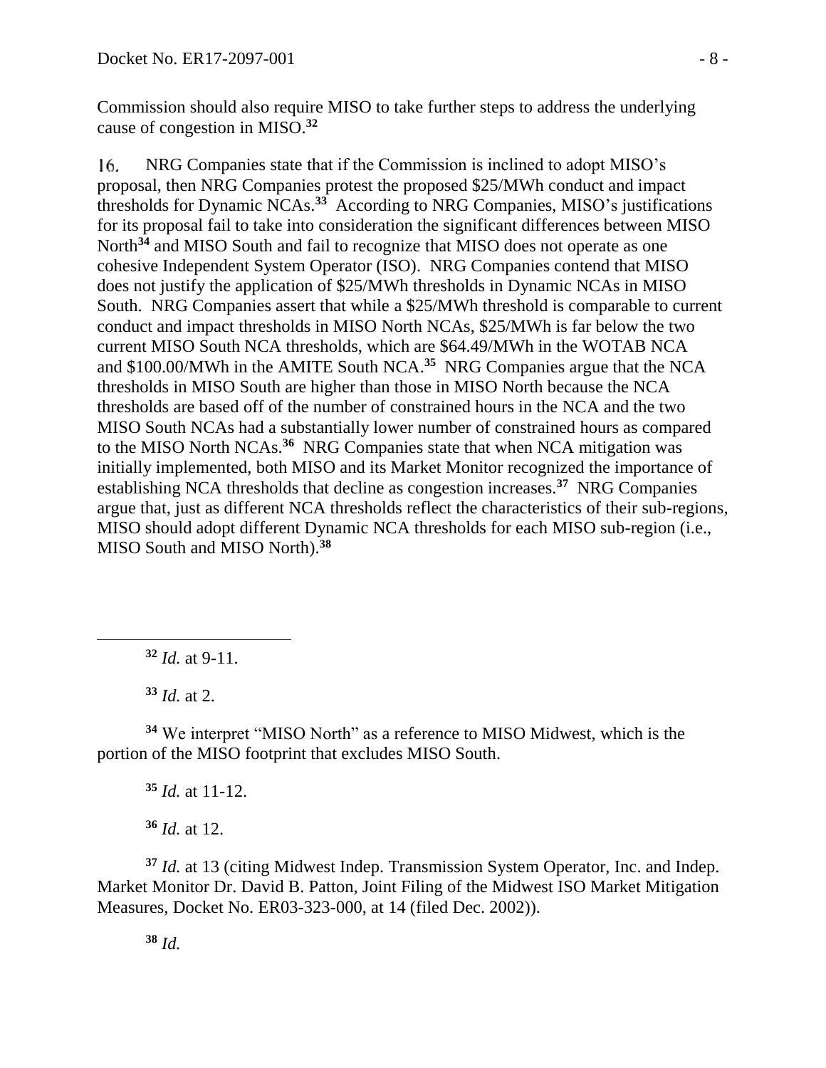Commission should also require MISO to take further steps to address the underlying cause of congestion in MISO.[32]

16. NRG Companies state that if the Commission is inclined to adopt MISO's proposal, then NRG Companies protest the proposed \$25/MWh conduct and impact thresholds for Dynamic NCAs.[33] According to NRG Companies, MISO's justifications for its proposal fail to take into consideration the significant differences between MISO North[34] and MISO South and fail to recognize that MISO does not operate as one cohesive Independent System Operator (ISO). NRG Companies contend that MISO does not justify the application of \$25/MWh thresholds in Dynamic NCAs in MISO South. NRG Companies assert that while a \$25/MWh threshold is comparable to current conduct and impact thresholds in MISO North NCAs, \$25/MWh is far below the two current MISO South NCA thresholds, which are \$64.49/MWh in the WOTAB NCA and \$100.00/MWh in the AMITE South NCA.[35] NRG Companies argue that the NCA thresholds in MISO South are higher than those in MISO North because the NCA thresholds are based off of the number of constrained hours in the NCA and the two MISO South NCAs had a substantially lower number of constrained hours as compared to the MISO North NCAs.[36] NRG Companies state that when NCA mitigation was initially implemented, both MISO and its Market Monitor recognized the importance of establishing NCA thresholds that decline as congestion increases.[37] NRG Companies argue that, just as different NCA thresholds reflect the characteristics of their sub-regions, MISO should adopt different Dynamic NCA thresholds for each MISO sub-region (i.e., MISO South and MISO North).[38]

---

[32] *Id.* at 9-11.

[33] *Id.* at 2.

[34] We interpret "MISO North" as a reference to MISO Midwest, which is the portion of the MISO footprint that excludes MISO South.

[35] *Id.* at 11-12.

[36] *Id.* at 12.

[37] *Id.* at 13 (citing Midwest Indep. Transmission System Operator, Inc. and Indep. Market Monitor Dr. David B. Patton, Joint Filing of the Midwest ISO Market Mitigation Measures, Docket No. ER03-323-000, at 14 (filed Dec. 2002)).

[38] *Id.*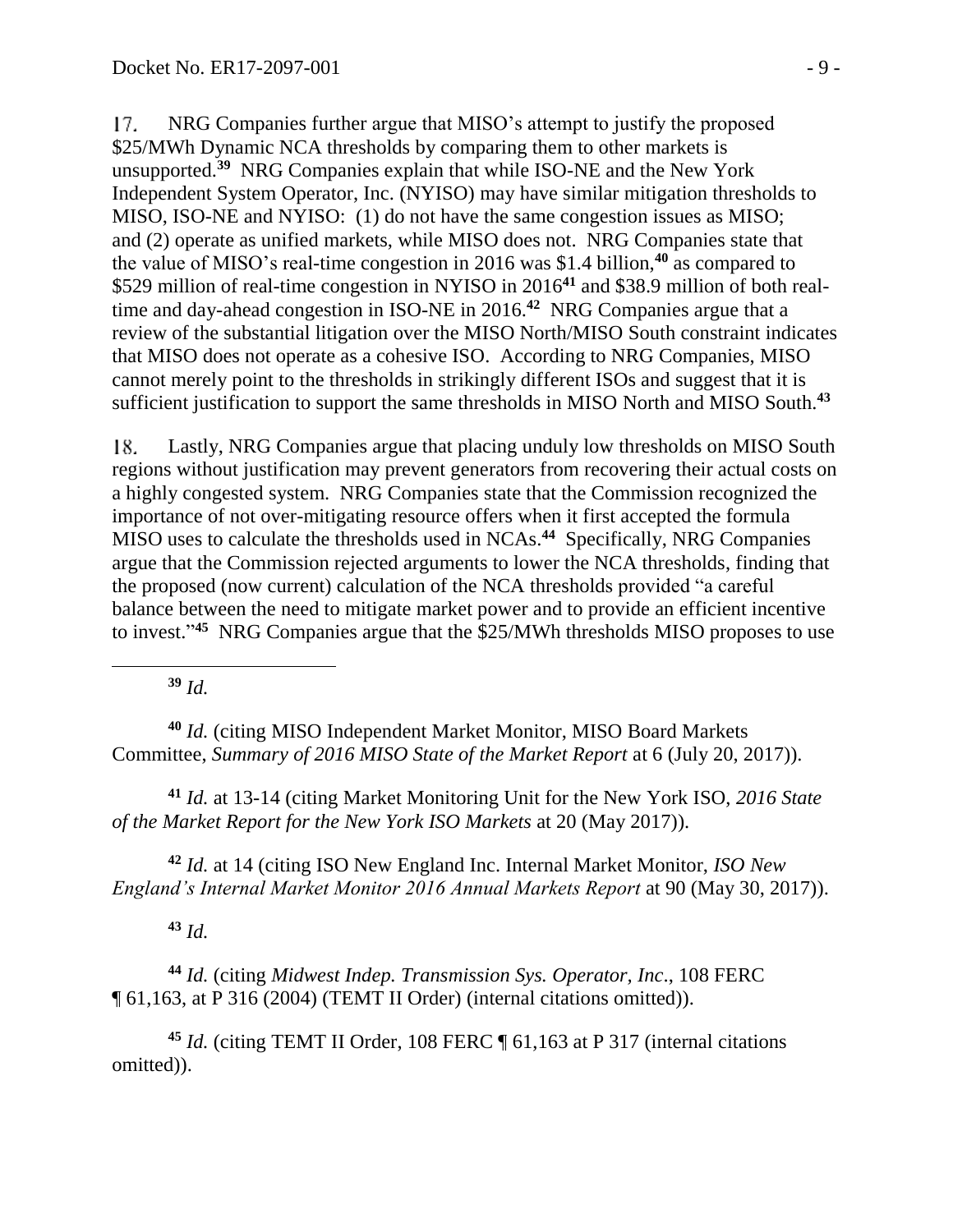17. NRG Companies further argue that MISO's attempt to justify the proposed $25/MWh Dynamic NCA thresholds by comparing them to other markets is unsupported.[39] NRG Companies explain that while ISO-NE and the New York Independent System Operator, Inc. (NYISO) may have similar mitigation thresholds to MISO, ISO-NE and NYISO: (1) do not have the same congestion issues as MISO; and (2) operate as unified markets, while MISO does not. NRG Companies state that the value of MISO's real-time congestion in 2016 was $1.4 billion,[40] as compared to $529 million of real-time congestion in NYISO in 2016[41] and $38.9 million of both real-time and day-ahead congestion in ISO-NE in 2016.[42] NRG Companies argue that a review of the substantial litigation over the MISO North/MISO South constraint indicates that MISO does not operate as a cohesive ISO. According to NRG Companies, MISO cannot merely point to the thresholds in strikingly different ISOs and suggest that it is sufficient justification to support the same thresholds in MISO North and MISO South.[43]

18. Lastly, NRG Companies argue that placing unduly low thresholds on MISO South regions without justification may prevent generators from recovering their actual costs on a highly congested system. NRG Companies state that the Commission recognized the importance of not over-mitigating resource offers when it first accepted the formula MISO uses to calculate the thresholds used in NCAs.[44] Specifically, NRG Companies argue that the Commission rejected arguments to lower the NCA thresholds, finding that the proposed (now current) calculation of the NCA thresholds provided "a careful balance between the need to mitigate market power and to provide an efficient incentive to invest."[45] NRG Companies argue that the $25/MWh thresholds MISO proposes to use

---

[39] *Id.*

[40] *Id.* (citing MISO Independent Market Monitor, MISO Board Markets Committee, *Summary of 2016 MISO State of the Market Report* at 6 (July 20, 2017)).

[41] *Id.* at 13-14 (citing Market Monitoring Unit for the New York ISO, *2016 State of the Market Report for the New York ISO Markets* at 20 (May 2017)).

[42] *Id.* at 14 (citing ISO New England Inc. Internal Market Monitor, *ISO New England's Internal Market Monitor 2016 Annual Markets Report* at 90 (May 30, 2017)).

[43] *Id.*

[44] *Id.* (citing *Midwest Indep. Transmission Sys. Operator, Inc*., 108 FERC ¶ 61,163, at P 316 (2004) (TEMT II Order) (internal citations omitted)).

[45] *Id.* (citing TEMT II Order, 108 FERC ¶ 61,163 at P 317 (internal citations omitted)).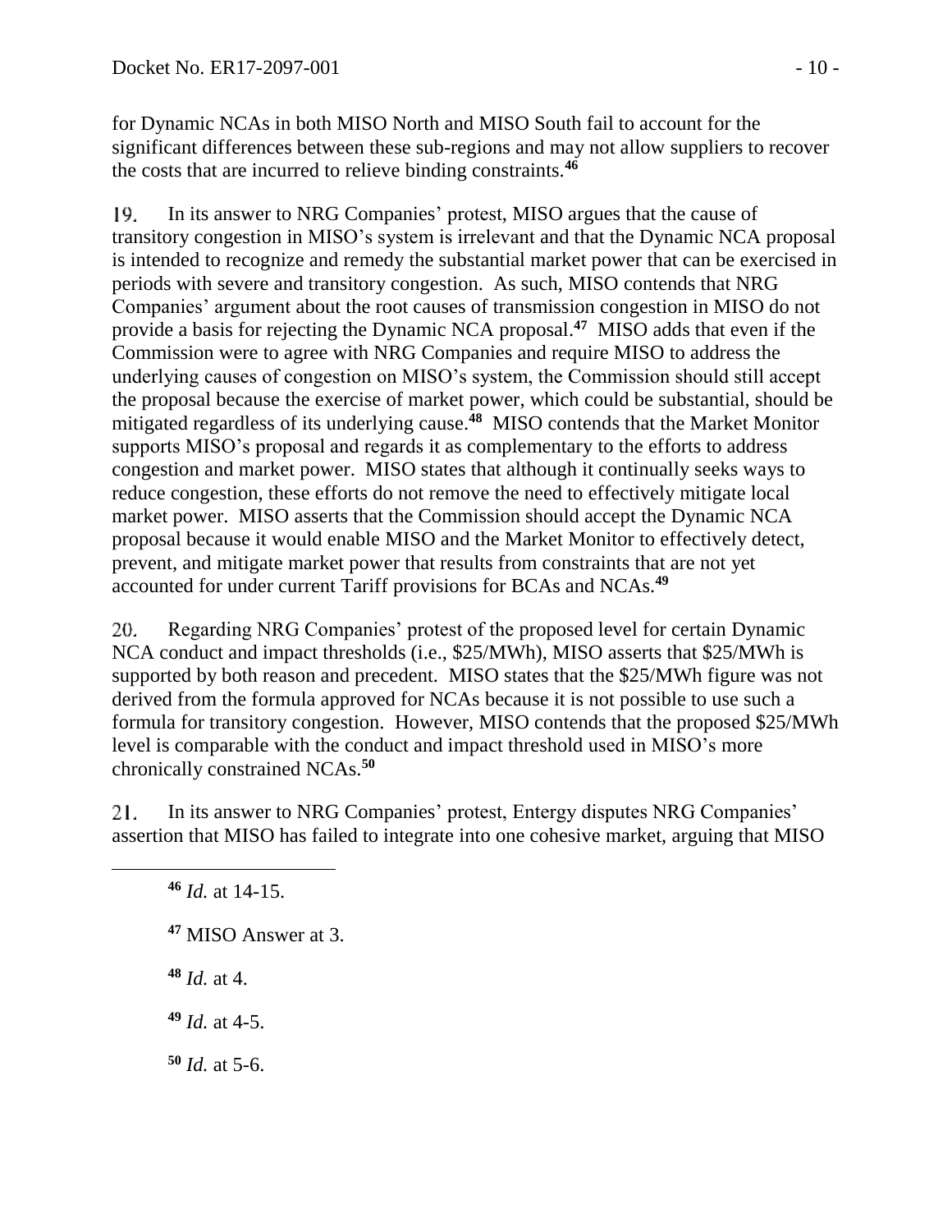for Dynamic NCAs in both MISO North and MISO South fail to account for the significant differences between these sub-regions and may not allow suppliers to recover the costs that are incurred to relieve binding constraints.[46]

19. In its answer to NRG Companies' protest, MISO argues that the cause of transitory congestion in MISO's system is irrelevant and that the Dynamic NCA proposal is intended to recognize and remedy the substantial market power that can be exercised in periods with severe and transitory congestion. As such, MISO contends that NRG Companies' argument about the root causes of transmission congestion in MISO do not provide a basis for rejecting the Dynamic NCA proposal.[47] MISO adds that even if the Commission were to agree with NRG Companies and require MISO to address the underlying causes of congestion on MISO's system, the Commission should still accept the proposal because the exercise of market power, which could be substantial, should be mitigated regardless of its underlying cause.[48] MISO contends that the Market Monitor supports MISO's proposal and regards it as complementary to the efforts to address congestion and market power. MISO states that although it continually seeks ways to reduce congestion, these efforts do not remove the need to effectively mitigate local market power. MISO asserts that the Commission should accept the Dynamic NCA proposal because it would enable MISO and the Market Monitor to effectively detect, prevent, and mitigate market power that results from constraints that are not yet accounted for under current Tariff provisions for BCAs and NCAs.[49]

20. Regarding NRG Companies' protest of the proposed level for certain Dynamic NCA conduct and impact thresholds (i.e., $25/MWh), MISO asserts that $25/MWh is supported by both reason and precedent. MISO states that the $25/MWh figure was not derived from the formula approved for NCAs because it is not possible to use such a formula for transitory congestion. However, MISO contends that the proposed $25/MWh level is comparable with the conduct and impact threshold used in MISO's more chronically constrained NCAs.[50]

21. In its answer to NRG Companies' protest, Entergy disputes NRG Companies' assertion that MISO has failed to integrate into one cohesive market, arguing that MISO

[46] *Id.* at 14-15.

[47] MISO Answer at 3.

[48] *Id.* at 4.

[49] *Id.* at 4-5.

[50] *Id.* at 5-6.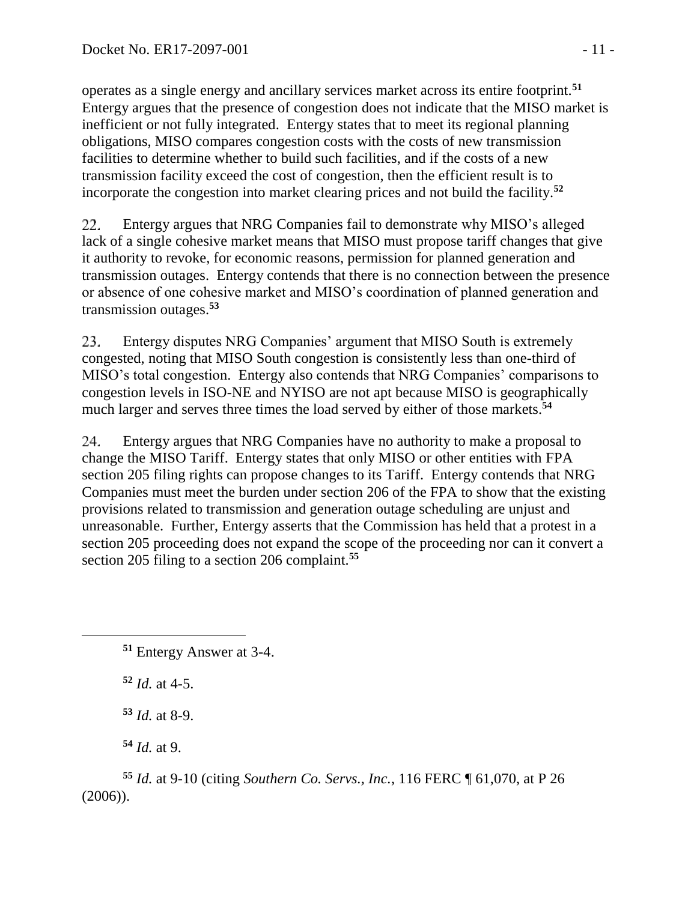operates as a single energy and ancillary services market across its entire footprint.[51] Entergy argues that the presence of congestion does not indicate that the MISO market is inefficient or not fully integrated. Entergy states that to meet its regional planning obligations, MISO compares congestion costs with the costs of new transmission facilities to determine whether to build such facilities, and if the costs of a new transmission facility exceed the cost of congestion, then the efficient result is to incorporate the congestion into market clearing prices and not build the facility.[52]

22. Entergy argues that NRG Companies fail to demonstrate why MISO's alleged lack of a single cohesive market means that MISO must propose tariff changes that give it authority to revoke, for economic reasons, permission for planned generation and transmission outages. Entergy contends that there is no connection between the presence or absence of one cohesive market and MISO's coordination of planned generation and transmission outages.[53]

23. Entergy disputes NRG Companies' argument that MISO South is extremely congested, noting that MISO South congestion is consistently less than one-third of MISO's total congestion. Entergy also contends that NRG Companies' comparisons to congestion levels in ISO-NE and NYISO are not apt because MISO is geographically much larger and serves three times the load served by either of those markets.[54]

24. Entergy argues that NRG Companies have no authority to make a proposal to change the MISO Tariff. Entergy states that only MISO or other entities with FPA section 205 filing rights can propose changes to its Tariff. Entergy contends that NRG Companies must meet the burden under section 206 of the FPA to show that the existing provisions related to transmission and generation outage scheduling are unjust and unreasonable. Further, Entergy asserts that the Commission has held that a protest in a section 205 proceeding does not expand the scope of the proceeding nor can it convert a section 205 filing to a section 206 complaint.[55]

---

[51] Entergy Answer at 3-4.

[52] *Id.* at 4-5.

[53] *Id.* at 8-9.

[54] *Id.* at 9.

[55] *Id.* at 9-10 (citing *Southern Co. Servs., Inc.*, 116 FERC ¶ 61,070, at P 26 (2006)).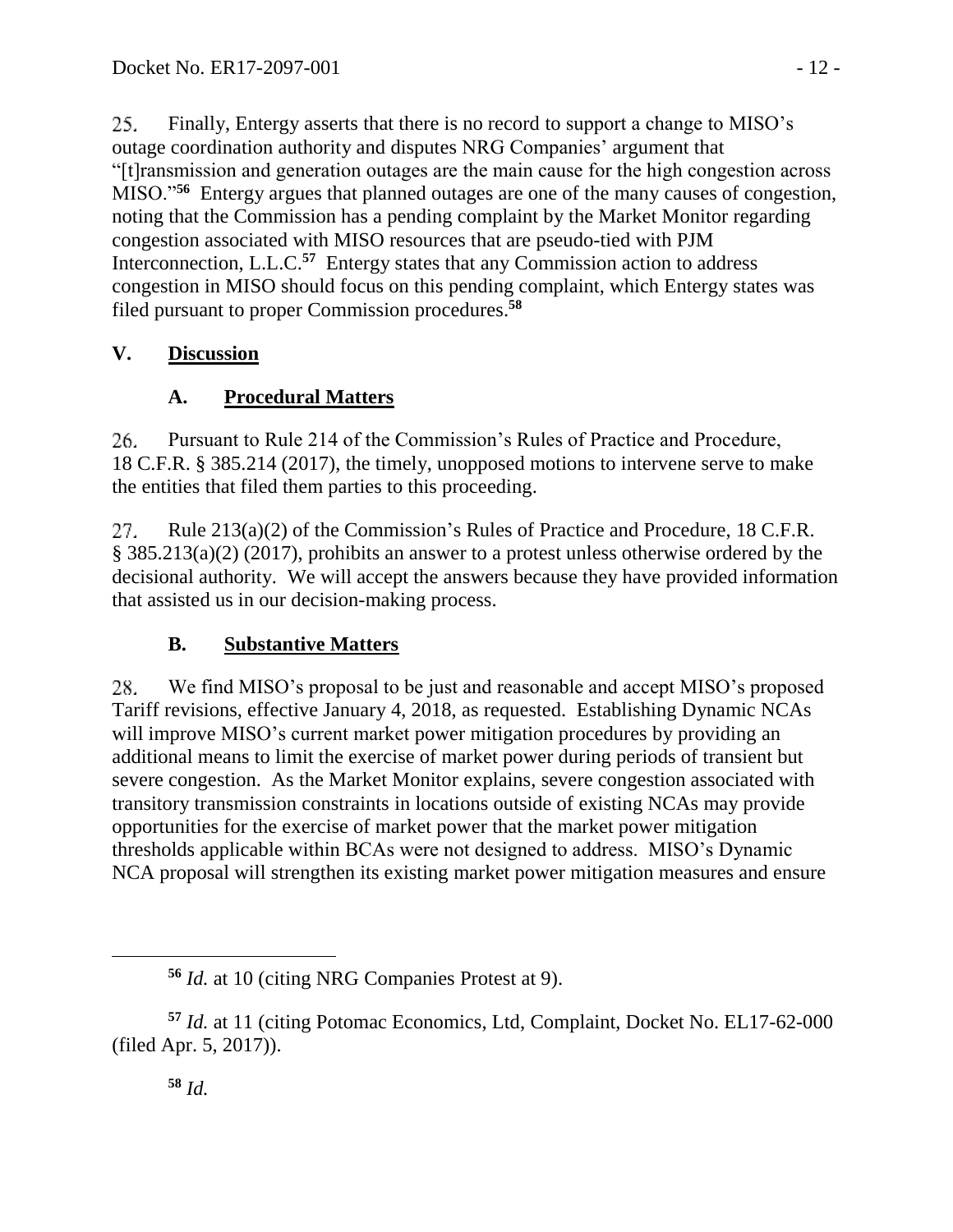25. Finally, Entergy asserts that there is no record to support a change to MISO's outage coordination authority and disputes NRG Companies' argument that "[t]ransmission and generation outages are the main cause for the high congestion across MISO."[56] Entergy argues that planned outages are one of the many causes of congestion, noting that the Commission has a pending complaint by the Market Monitor regarding congestion associated with MISO resources that are pseudo-tied with PJM Interconnection, L.L.C.[57] Entergy states that any Commission action to address congestion in MISO should focus on this pending complaint, which Entergy states was filed pursuant to proper Commission procedures.[58]

## V. Discussion

### A. Procedural Matters

26. Pursuant to Rule 214 of the Commission's Rules of Practice and Procedure, 18 C.F.R. § 385.214 (2017), the timely, unopposed motions to intervene serve to make the entities that filed them parties to this proceeding.

27. Rule 213(a)(2) of the Commission's Rules of Practice and Procedure, 18 C.F.R. § 385.213(a)(2) (2017), prohibits an answer to a protest unless otherwise ordered by the decisional authority. We will accept the answers because they have provided information that assisted us in our decision-making process.

### B. Substantive Matters

28. We find MISO's proposal to be just and reasonable and accept MISO's proposed Tariff revisions, effective January 4, 2018, as requested. Establishing Dynamic NCAs will improve MISO's current market power mitigation procedures by providing an additional means to limit the exercise of market power during periods of transient but severe congestion. As the Market Monitor explains, severe congestion associated with transitory transmission constraints in locations outside of existing NCAs may provide opportunities for the exercise of market power that the market power mitigation thresholds applicable within BCAs were not designed to address. MISO's Dynamic NCA proposal will strengthen its existing market power mitigation measures and ensure

---

[56] *Id.* at 10 (citing NRG Companies Protest at 9).

[57] *Id.* at 11 (citing Potomac Economics, Ltd, Complaint, Docket No. EL17-62-000 (filed Apr. 5, 2017)).

[58] *Id.*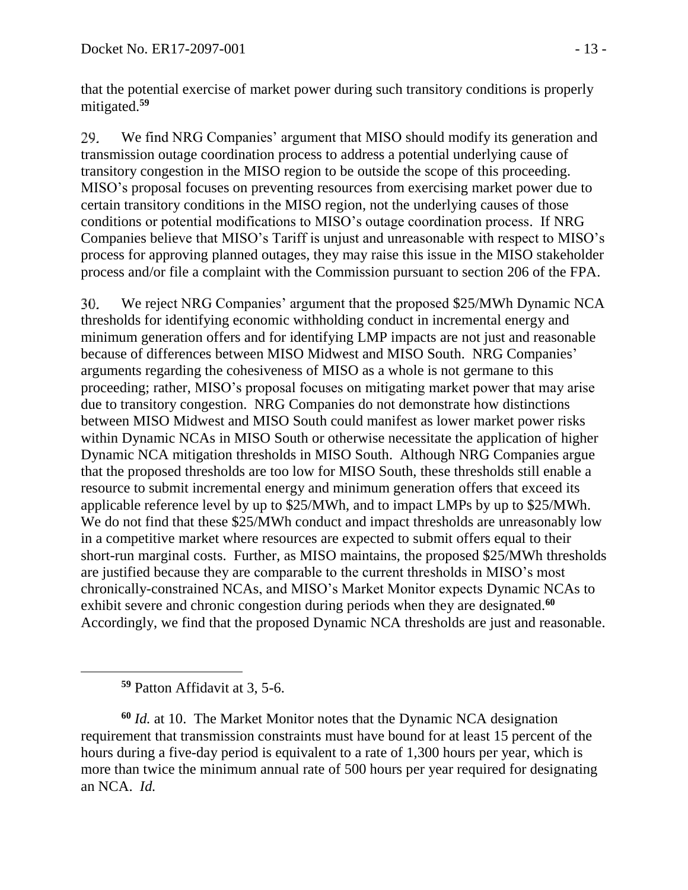that the potential exercise of market power during such transitory conditions is properly mitigated.[59]

29. We find NRG Companies' argument that MISO should modify its generation and transmission outage coordination process to address a potential underlying cause of transitory congestion in the MISO region to be outside the scope of this proceeding. MISO's proposal focuses on preventing resources from exercising market power due to certain transitory conditions in the MISO region, not the underlying causes of those conditions or potential modifications to MISO's outage coordination process. If NRG Companies believe that MISO's Tariff is unjust and unreasonable with respect to MISO's process for approving planned outages, they may raise this issue in the MISO stakeholder process and/or file a complaint with the Commission pursuant to section 206 of the FPA.

30. We reject NRG Companies' argument that the proposed $25/MWh Dynamic NCA thresholds for identifying economic withholding conduct in incremental energy and minimum generation offers and for identifying LMP impacts are not just and reasonable because of differences between MISO Midwest and MISO South. NRG Companies' arguments regarding the cohesiveness of MISO as a whole is not germane to this proceeding; rather, MISO's proposal focuses on mitigating market power that may arise due to transitory congestion. NRG Companies do not demonstrate how distinctions between MISO Midwest and MISO South could manifest as lower market power risks within Dynamic NCAs in MISO South or otherwise necessitate the application of higher Dynamic NCA mitigation thresholds in MISO South. Although NRG Companies argue that the proposed thresholds are too low for MISO South, these thresholds still enable a resource to submit incremental energy and minimum generation offers that exceed its applicable reference level by up to $25/MWh, and to impact LMPs by up to $25/MWh. We do not find that these $25/MWh conduct and impact thresholds are unreasonably low in a competitive market where resources are expected to submit offers equal to their short-run marginal costs. Further, as MISO maintains, the proposed $25/MWh thresholds are justified because they are comparable to the current thresholds in MISO's most chronically-constrained NCAs, and MISO's Market Monitor expects Dynamic NCAs to exhibit severe and chronic congestion during periods when they are designated.[60] Accordingly, we find that the proposed Dynamic NCA thresholds are just and reasonable.

---

[59] Patton Affidavit at 3, 5-6.

[60] *Id.* at 10. The Market Monitor notes that the Dynamic NCA designation requirement that transmission constraints must have bound for at least 15 percent of the hours during a five-day period is equivalent to a rate of 1,300 hours per year, which is more than twice the minimum annual rate of 500 hours per year required for designating an NCA. *Id.*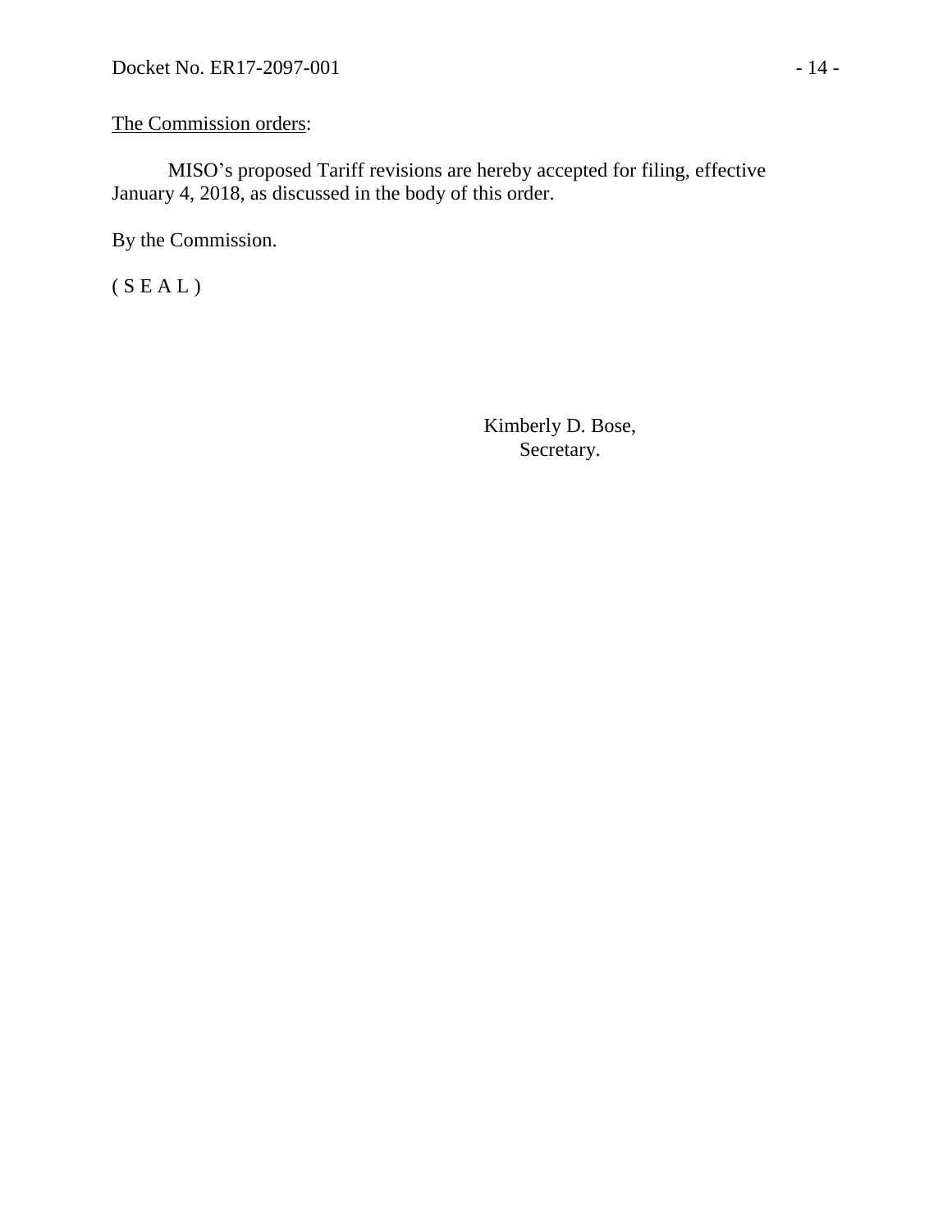The Commission orders:

MISO's proposed Tariff revisions are hereby accepted for filing, effective January 4, 2018, as discussed in the body of this order.

By the Commission.

( S E A L )

Kimberly D. Bose,
Secretary.